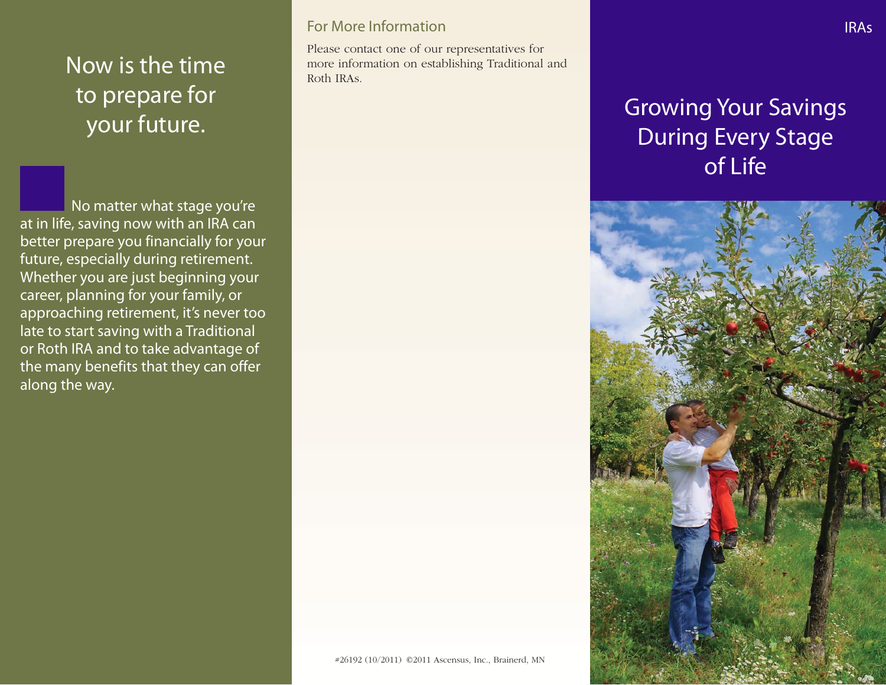# Now is the time to prepare for your future.

No matter what stage you're at in life, saving now with an IRA can better prepare you financially for your future, especially during retirement. Whether you are just beginning your career, planning for your family, or approaching retirement, it's never too late to start saving with a Traditional or Roth IRA and to take advantage of the many benefits that they can offer along the way.

## For More Information

Please contact one of our representatives for more information on establishing Traditional and Roth IRAs.

#26192 (10/2011) ©2011 Ascensus, Inc., Brainerd, MN

IRAs

# Growing Your Savings During Every Stage of Life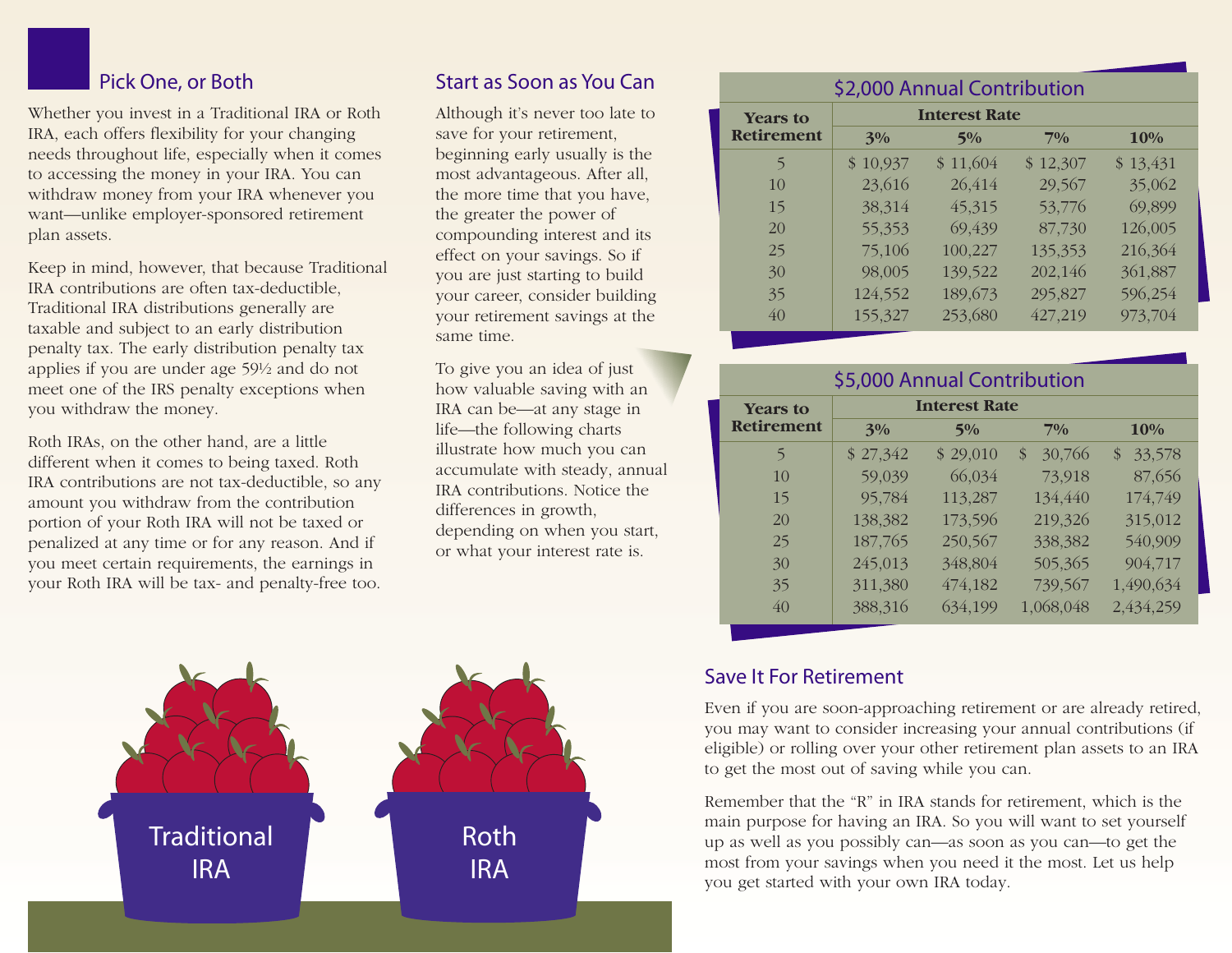## Pick One, or Both

Whether you invest in a Traditional IRA or Roth IRA, each offers flexibility for your changing needs throughout life, especially when it comes to accessing the money in your IRA. You can withdraw money from your IRA whenever you want—unlike employer-sponsored retirement plan assets.

Keep in mind, however, that because Traditional IRA contributions are often tax-deductible, Traditional IRA distributions generally are taxable and subject to an early distribution penalty tax. The early distribution penalty tax applies if you are under age 59½ and do not meet one of the IRS penalty exceptions when you withdraw the money.

Roth IRAs, on the other hand, are a little different when it comes to being taxed. Roth IRA contributions are not tax-deductible, so any amount you withdraw from the contribution portion of your Roth IRA will not be taxed or penalized at any time or for any reason. And if you meet certain requirements, the earnings in your Roth IRA will be tax- and penalty-free too.

Traditional IRA

Roth IRA

## Start as Soon as You Can

Although it's never too late to save for your retirement, beginning early usually is the most advantageous. After all, the more time that you have, the greater the power of compounding interest and its effect on your savings. So if you are just starting to build your career, consider building your retirement savings at the same time.

To give you an idea of just how valuable saving with an IRA can be—at any stage in life—the following charts illustrate how much you can accumulate with steady, annual IRA contributions. Notice the differences in growth, depending on when you start, or what your interest rate is.

### $2,000 Annual Contribution

| Years to Retirement | Interest Rate | | | |
|---|---|---|---|---|
| | 3% | 5% | 7% | 10% |
| 5 | $ 10,937 | $ 11,604 | $ 12,307 | $ 13,431 |
| 10 | 23,616 | 26,414 | 29,567 | 35,062 |
| 15 | 38,314 | 45,315 | 53,776 | 69,899 |
| 20 | 55,353 | 69,439 | 87,730 | 126,005 |
| 25 | 75,106 | 100,227 | 135,353 | 216,364 |
| 30 | 98,005 | 139,522 | 202,146 | 361,887 |
| 35 | 124,552 | 189,673 | 295,827 | 596,254 |
| 40 | 155,327 | 253,680 | 427,219 | 973,704 |

### $5,000 Annual Contribution

| Years to Retirement | Interest Rate | | | |
|---|---|---|---|---|
| | 3% | 5% | 7% | 10% |
| 5 | $ 27,342 | $ 29,010 | $ 30,766 | $ 33,578 |
| 10 | 59,039 | 66,034 | 73,918 | 87,656 |
| 15 | 95,784 | 113,287 | 134,440 | 174,749 |
| 20 | 138,382 | 173,596 | 219,326 | 315,012 |
| 25 | 187,765 | 250,567 | 338,382 | 540,909 |
| 30 | 245,013 | 348,804 | 505,365 | 904,717 |
| 35 | 311,380 | 474,182 | 739,567 | 1,490,634 |
| 40 | 388,316 | 634,199 | 1,068,048 | 2,434,259 |

## Save It For Retirement

Even if you are soon-approaching retirement or are already retired, you may want to consider increasing your annual contributions (if eligible) or rolling over your other retirement plan assets to an IRA to get the most out of saving while you can.

Remember that the "R" in IRA stands for retirement, which is the main purpose for having an IRA. So you will want to set yourself up as well as you possibly can—as soon as you can—to get the most from your savings when you need it the most. Let us help you get started with your own IRA today.